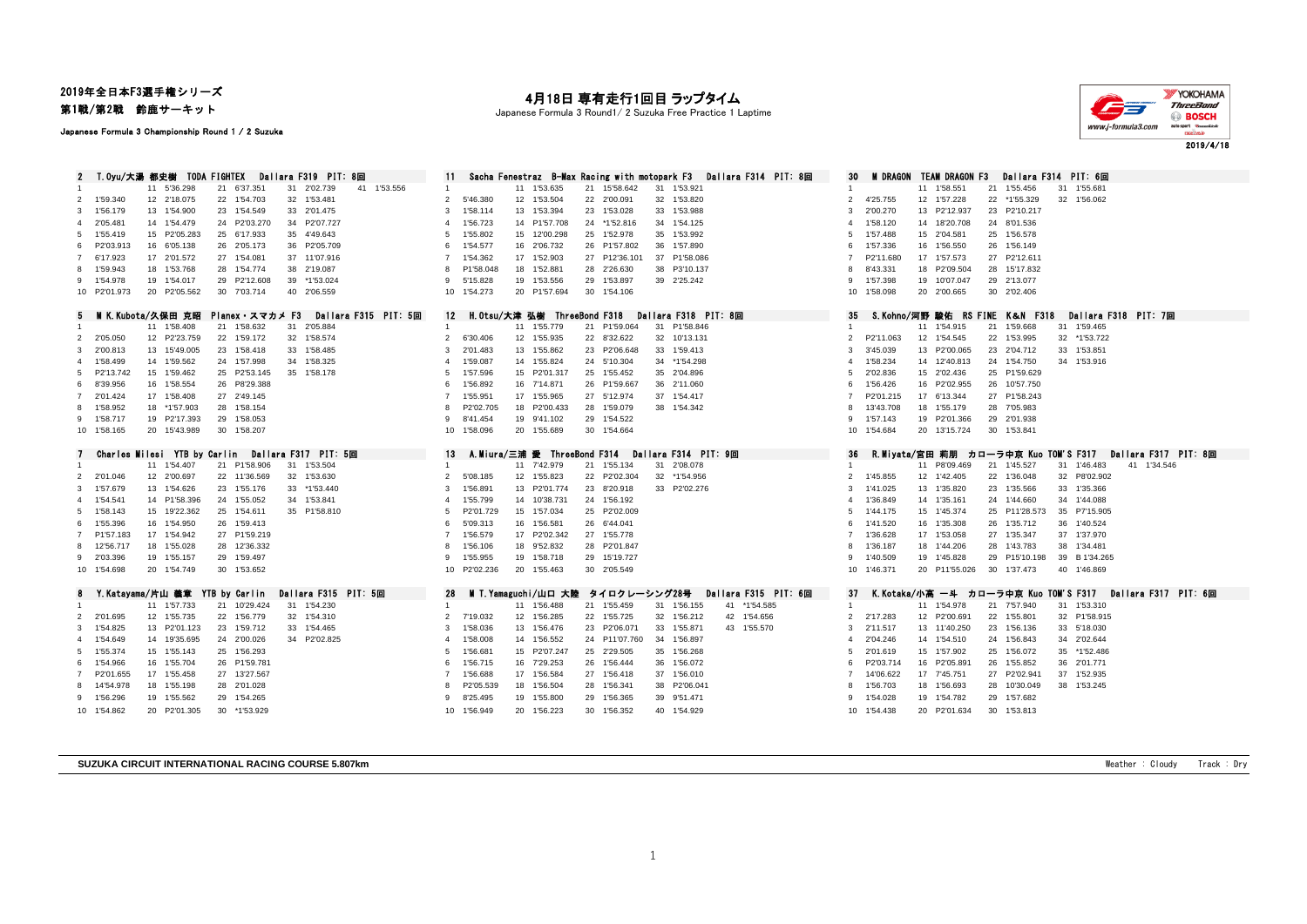2019年全日本F3選手権シリーズ
第1戦/第2戦　鈴鹿サーキット

Japanese Formula 3 Championship Round 1 / 2 Suzuka

# 4月18日 専有走行1回目 ラップタイム

Japanese Formula 3 Round1/ 2 Suzuka Free Practice 1 Laptime

2019/4/18

### 2　T.Oyu/大湯 都史樹　TODA FIGHTEX　Dallara F319　PIT: 8回

| Lap | Time | Lap | Time | Lap | Time | Lap | Time | Lap | Time |
|---|---|---|---|---|---|---|---|---|---|
| 1 | | 11 | 5'36.298 | 21 | 6'37.351 | 31 | 2'02.739 | 41 | 1'53.556 |
| 2 | 1'59.340 | 12 | 2'18.075 | 22 | 1'54.703 | 32 | 1'53.481 | | |
| 3 | 1'56.179 | 13 | 1'54.900 | 23 | 1'54.549 | 33 | 2'01.475 | | |
| 4 | 2'05.481 | 14 | 1'54.479 | 24 | P2'03.270 | 34 | P2'07.727 | | |
| 5 | 1'55.419 | 15 | P2'05.283 | 25 | 6'17.933 | 35 | 4'49.643 | | |
| 6 | P2'03.913 | 16 | 6'05.138 | 26 | 2'05.173 | 36 | P2'05.709 | | |
| 7 | 6'17.923 | 17 | 2'01.572 | 27 | 1'54.081 | 37 | 11'07.916 | | |
| 8 | 1'59.943 | 18 | 1'53.768 | 28 | 1'54.774 | 38 | 2'19.087 | | |
| 9 | 1'54.978 | 19 | 1'54.017 | 29 | P2'12.608 | 39 | *1'53.024 | | |
| 10 | P2'01.973 | 20 | P2'05.562 | 30 | 7'03.714 | 40 | 2'06.559 | | |

### 11　Sacha Fenestraz　B-Max Racing with motopark F3　Dallara F314　PIT: 8回

| Lap | Time | Lap | Time | Lap | Time | Lap | Time |
|---|---|---|---|---|---|---|---|
| 1 | | 11 | 1'53.635 | 21 | 15'58.642 | 31 | 1'53.921 |
| 2 | 5'46.380 | 12 | 1'53.504 | 22 | 2'00.091 | 32 | 1'53.820 |
| 3 | 1'58.114 | 13 | 1'53.394 | 23 | 1'53.028 | 33 | 1'53.988 |
| 4 | 1'56.723 | 14 | P1'57.708 | 24 | *1'52.816 | 34 | 1'54.125 |
| 5 | 1'55.802 | 15 | 12'00.298 | 25 | 1'52.978 | 35 | 1'53.992 |
| 6 | 1'54.577 | 16 | 2'06.732 | 26 | P1'57.802 | 36 | 1'57.890 |
| 7 | 1'54.362 | 17 | 1'52.903 | 27 | P12'36.101 | 37 | P1'58.086 |
| 8 | P1'58.048 | 18 | 1'52.881 | 28 | 2'26.630 | 38 | P3'10.137 |
| 9 | 5'15.828 | 19 | 1'53.556 | 29 | 1'53.897 | 39 | 2'25.242 |
| 10 | 1'54.273 | 20 | P1'57.694 | 30 | 1'54.106 | | |

### 30　M DRAGON　TEAM DRAGON F3　Dallara F314　PIT: 6回

| Lap | Time | Lap | Time | Lap | Time | Lap | Time |
|---|---|---|---|---|---|---|---|
| 1 | | 11 | 1'58.551 | 21 | 1'55.456 | 31 | 1'55.681 |
| 2 | 4'25.755 | 12 | 1'57.228 | 22 | *1'55.329 | 32 | 1'56.062 |
| 3 | 2'00.270 | 13 | P2'12.937 | 23 | P2'10.217 | | |
| 4 | 1'58.120 | 14 | 18'20.708 | 24 | 8'01.536 | | |
| 5 | 1'57.488 | 15 | 2'04.581 | 25 | 1'56.578 | | |
| 6 | 1'57.336 | 16 | 1'56.550 | 26 | 1'56.149 | | |
| 7 | P2'11.680 | 17 | 1'57.573 | 27 | P2'12.611 | | |
| 8 | 8'43.331 | 18 | P2'09.504 | 28 | 15'17.832 | | |
| 9 | 1'57.398 | 19 | 10'07.047 | 29 | 2'13.077 | | |
| 10 | 1'58.098 | 20 | 2'00.665 | 30 | 2'02.406 | | |

### 5　M K.Kubota/久保田 克昭　Planex・スマカメ F3　Dallara F315　PIT: 5回

| Lap | Time | Lap | Time | Lap | Time | Lap | Time |
|---|---|---|---|---|---|---|---|
| 1 | | 11 | 1'58.408 | 21 | 1'58.632 | 31 | 2'05.884 |
| 2 | 2'05.050 | 12 | P2'23.759 | 22 | 1'59.172 | 32 | 1'58.574 |
| 3 | 2'00.813 | 13 | 15'49.005 | 23 | 1'58.418 | 33 | 1'58.485 |
| 4 | 1'58.499 | 14 | 1'59.562 | 24 | 1'57.998 | 34 | 1'58.325 |
| 5 | P2'13.742 | 15 | 1'59.462 | 25 | P2'53.145 | 35 | 1'58.178 |
| 6 | 8'39.956 | 16 | 1'58.554 | 26 | P8'29.388 | | |
| 7 | 2'01.424 | 17 | 1'58.408 | 27 | 2'49.145 | | |
| 8 | 1'58.952 | 18 | *1'57.903 | 28 | 1'58.154 | | |
| 9 | 1'58.717 | 19 | P2'17.393 | 29 | 1'58.053 | | |
| 10 | 1'58.165 | 20 | 15'43.989 | 30 | 1'58.207 | | |

### 12　H.Otsu/大津 弘樹　ThreeBond F318　Dallara F318　PIT: 8回

| Lap | Time | Lap | Time | Lap | Time | Lap | Time |
|---|---|---|---|---|---|---|---|
| 1 | | 11 | 1'55.779 | 21 | P1'59.064 | 31 | P1'58.846 |
| 2 | 6'30.406 | 12 | 1'55.935 | 22 | 8'32.622 | 32 | 10'13.131 |
| 3 | 2'01.483 | 13 | 1'55.862 | 23 | P2'06.648 | 33 | P3'10.545 |
| 4 | 1'59.087 | 14 | 1'55.824 | 24 | 5'10.304 | 34 | *1'54.298 |
| 5 | 1'57.596 | 15 | P2'01.317 | 25 | 1'55.452 | 35 | 2'04.896 |
| 6 | 1'56.892 | 16 | 7'14.871 | 26 | P1'59.667 | 36 | 2'11.060 |
| 7 | 1'55.951 | 17 | 1'55.965 | 27 | 5'12.974 | 37 | 1'54.417 |
| 8 | P2'02.705 | 18 | P2'00.433 | 28 | 1'59.079 | 38 | 1'54.342 |
| 9 | 8'41.454 | 19 | 9'41.102 | 29 | 1'54.522 | | |
| 10 | 1'58.096 | 20 | 1'55.689 | 30 | 1'54.664 | | |

### 35　S.Kohno/河野 駿佑　RS FINE K&N F318　Dallara F318　PIT: 7回

| Lap | Time | Lap | Time | Lap | Time | Lap | Time |
|---|---|---|---|---|---|---|---|
| 1 | | 11 | 1'54.915 | 21 | 1'59.668 | 31 | 1'59.465 |
| 2 | P2'11.063 | 12 | 1'54.545 | 22 | 1'53.995 | 32 | *1'53.722 |
| 3 | 3'45.039 | 13 | P2'00.065 | 23 | 2'04.712 | 33 | 1'53.851 |
| 4 | 1'58.234 | 14 | 12'40.813 | 24 | 1'54.750 | 34 | 1'53.916 |
| 5 | 2'02.836 | 15 | 2'02.436 | 25 | P1'59.629 | | |
| 6 | 1'56.426 | 16 | P2'02.955 | 26 | 10'57.750 | | |
| 7 | P2'01.215 | 17 | 6'13.344 | 27 | P1'58.243 | | |
| 8 | 13'43.708 | 18 | 1'55.179 | 28 | 7'05.983 | | |
| 9 | 1'57.143 | 19 | P2'01.366 | 29 | 2'01.938 | | |
| 10 | 1'54.684 | 20 | 13'15.724 | 30 | 1'53.841 | | |

### 7　Charles Milesi　YTB by Carlin　Dallara F317　PIT: 5回

| Lap | Time | Lap | Time | Lap | Time | Lap | Time |
|---|---|---|---|---|---|---|---|
| 1 | | 11 | 1'54.407 | 21 | P1'58.906 | 31 | 1'53.504 |
| 2 | 2'01.046 | 12 | 2'00.697 | 22 | 11'36.569 | 32 | 1'53.630 |
| 3 | 1'57.679 | 13 | 1'54.626 | 23 | 1'55.176 | 33 | *1'53.440 |
| 4 | 1'54.541 | 14 | P1'58.396 | 24 | 1'55.052 | 34 | 1'53.841 |
| 5 | 1'58.143 | 15 | 19'22.362 | 25 | 1'54.611 | 35 | P1'58.810 |
| 6 | 1'55.396 | 16 | 1'54.950 | 26 | 1'59.413 | | |
| 7 | P1'57.183 | 17 | 1'54.942 | 27 | P1'59.219 | | |
| 8 | 12'56.717 | 18 | 1'55.028 | 28 | 12'36.332 | | |
| 9 | 2'03.396 | 19 | 1'55.157 | 29 | 1'59.497 | | |
| 10 | 1'54.698 | 20 | 1'54.749 | 30 | 1'53.652 | | |

### 13　A.Miura/三浦 愛　ThreeBond F314　Dallara F314　PIT: 9回

| Lap | Time | Lap | Time | Lap | Time | Lap | Time |
|---|---|---|---|---|---|---|---|
| 1 | | 11 | 7'42.979 | 21 | 1'55.134 | 31 | 2'08.078 |
| 2 | 5'08.185 | 12 | 1'55.823 | 22 | P2'02.304 | 32 | *1'54.956 |
| 3 | 1'56.891 | 13 | P2'01.774 | 23 | 8'20.918 | 33 | P2'02.276 |
| 4 | 1'55.799 | 14 | 10'38.731 | 24 | 1'56.192 | | |
| 5 | P2'01.729 | 15 | 1'57.034 | 25 | P2'02.009 | | |
| 6 | 5'09.313 | 16 | 1'56.581 | 26 | 6'44.041 | | |
| 7 | 1'56.579 | 17 | P2'02.342 | 27 | 1'55.778 | | |
| 8 | 1'56.106 | 18 | 9'52.832 | 28 | P2'01.847 | | |
| 9 | 1'55.955 | 19 | 1'58.718 | 29 | 15'19.727 | | |
| 10 | P2'02.236 | 20 | 1'55.463 | 30 | 2'05.549 | | |

### 36　R.Miyata/宮田 莉朋　カローラ中京 Kuo TOM'S F317　Dallara F317　PIT: 8回

| Lap | Time | Lap | Time | Lap | Time | Lap | Time | Lap | Time |
|---|---|---|---|---|---|---|---|---|---|
| 1 | | 11 | P8'09.469 | 21 | 1'45.527 | 31 | 1'46.483 | 41 | 1'34.546 |
| 2 | 1'45.855 | 12 | 1'42.405 | 22 | 1'36.048 | 32 | P8'02.902 | | |
| 3 | 1'41.025 | 13 | 1'35.820 | 23 | 1'35.566 | 33 | 1'35.366 | | |
| 4 | 1'36.849 | 14 | 1'35.161 | 24 | 1'44.660 | 34 | 1'44.088 | | |
| 5 | 1'44.175 | 15 | 1'45.374 | 25 | P11'28.573 | 35 | P7'15.905 | | |
| 6 | 1'41.520 | 16 | 1'35.308 | 26 | 1'35.712 | 36 | 1'40.524 | | |
| 7 | 1'36.628 | 17 | 1'53.058 | 27 | 1'35.347 | 37 | 1'37.970 | | |
| 8 | 1'36.187 | 18 | 1'44.206 | 28 | 1'43.783 | 38 | 1'34.481 | | |
| 9 | 1'40.509 | 19 | 1'45.828 | 29 | P15'10.198 | 39 | B 1'34.265 | | |
| 10 | 1'46.371 | 20 | P11'55.026 | 30 | 1'37.473 | 40 | 1'46.869 | | |

### 8　Y.Katayama/片山 義章　YTB by Carlin　Dallara F315　PIT: 5回

| Lap | Time | Lap | Time | Lap | Time | Lap | Time |
|---|---|---|---|---|---|---|---|
| 1 | | 11 | 1'57.733 | 21 | 10'29.424 | 31 | 1'54.230 |
| 2 | 2'01.695 | 12 | 1'55.735 | 22 | 1'56.779 | 32 | 1'54.310 |
| 3 | 1'54.825 | 13 | P2'01.123 | 23 | 1'59.712 | 33 | 1'54.465 |
| 4 | 1'54.649 | 14 | 19'35.695 | 24 | 2'00.026 | 34 | P2'02.825 |
| 5 | 1'55.374 | 15 | 1'55.143 | 25 | 1'56.293 | | |
| 6 | 1'54.966 | 16 | 1'55.704 | 26 | P1'59.781 | | |
| 7 | P2'01.655 | 17 | 1'55.458 | 27 | 13'27.567 | | |
| 8 | 14'54.978 | 18 | 1'55.198 | 28 | 2'01.028 | | |
| 9 | 1'56.296 | 19 | 1'55.562 | 29 | 1'54.265 | | |
| 10 | 1'54.862 | 20 | P2'01.305 | 30 | *1'53.929 | | |

### 28　M T.Yamaguchi/山口 大陸　タイロクレーシング28号　Dallara F315　PIT: 6回

| Lap | Time | Lap | Time | Lap | Time | Lap | Time | Lap | Time |
|---|---|---|---|---|---|---|---|---|---|
| 1 | | 11 | 1'56.488 | 21 | 1'55.459 | 31 | 1'56.155 | 41 | *1'54.585 |
| 2 | 7'19.032 | 12 | 1'56.285 | 22 | 1'55.725 | 32 | 1'56.212 | 42 | 1'54.656 |
| 3 | 1'58.036 | 13 | 1'56.476 | 23 | P2'06.071 | 33 | 1'55.871 | 43 | 1'55.570 |
| 4 | 1'58.008 | 14 | 1'56.552 | 24 | P11'07.760 | 34 | 1'56.897 | | |
| 5 | 1'56.681 | 15 | P2'07.247 | 25 | 2'29.505 | 35 | 1'56.268 | | |
| 6 | 1'56.715 | 16 | 7'29.253 | 26 | 1'56.444 | 36 | 1'56.072 | | |
| 7 | 1'56.688 | 17 | 1'56.584 | 27 | 1'56.418 | 37 | 1'56.010 | | |
| 8 | P2'05.539 | 18 | 1'56.504 | 28 | 1'56.341 | 38 | P2'06.041 | | |
| 9 | 8'25.495 | 19 | 1'55.800 | 29 | 1'56.365 | 39 | 9'51.471 | | |
| 10 | 1'56.949 | 20 | 1'56.223 | 30 | 1'56.352 | 40 | 1'54.929 | | |

### 37　K.Kotaka/小高 一斗　カローラ中京 Kuo TOM'S F317　Dallara F317　PIT: 6回

| Lap | Time | Lap | Time | Lap | Time | Lap | Time |
|---|---|---|---|---|---|---|---|
| 1 | | 11 | 1'54.978 | 21 | 7'57.940 | 31 | 1'53.310 |
| 2 | 2'17.283 | 12 | P2'00.691 | 22 | 1'55.801 | 32 | P1'58.915 |
| 3 | 2'11.517 | 13 | 11'40.250 | 23 | 1'56.136 | 33 | 5'18.030 |
| 4 | 2'04.246 | 14 | 1'54.510 | 24 | 1'56.843 | 34 | 2'02.644 |
| 5 | 2'01.619 | 15 | 1'57.902 | 25 | 1'56.072 | 35 | *1'52.486 |
| 6 | P2'03.714 | 16 | P2'05.891 | 26 | 1'55.852 | 36 | 2'01.771 |
| 7 | 14'06.622 | 17 | 7'45.751 | 27 | P2'02.941 | 37 | 1'52.935 |
| 8 | 1'56.703 | 18 | 1'56.693 | 28 | 10'30.049 | 38 | 1'53.245 |
| 9 | 1'54.028 | 19 | 1'54.782 | 29 | 1'57.682 | | |
| 10 | 1'54.438 | 20 | P2'01.634 | 30 | 1'53.813 | | |

**SUZUKA CIRCUIT INTERNATIONAL RACING COURSE 5.807km**

Weather : Cloudy　Track : Dry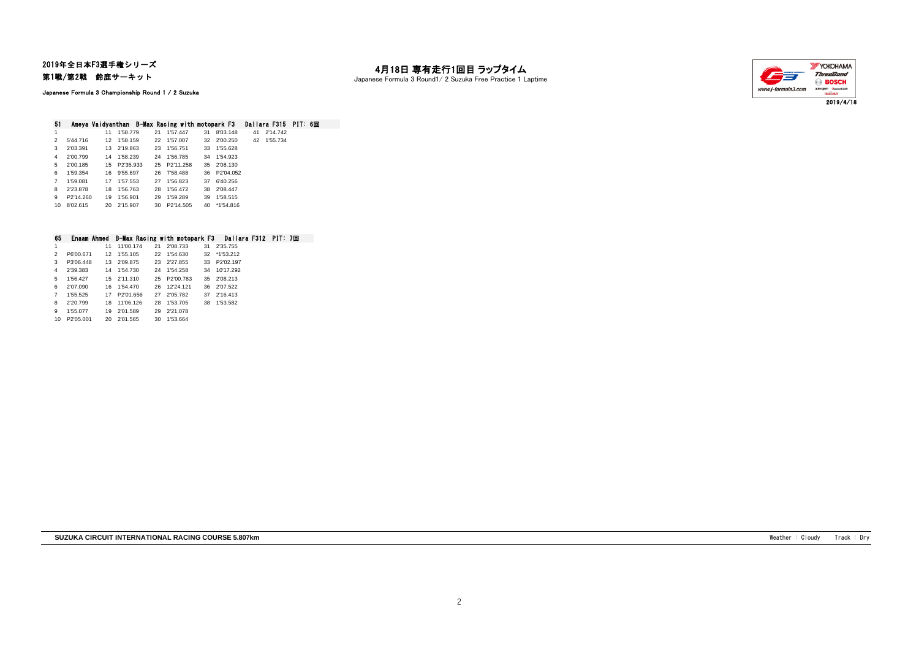2019年全日本F3選手権シリーズ
第1戦/第2戦　鈴鹿サーキット

Japanese Formula 3 Championship Round 1 / 2 Suzuka

# 4月18日 専有走行1回目 ラップタイム

Japanese Formula 3 Round1/ 2 Suzuka Free Practice 1 Laptime

2019/4/18

**51　Ameya Vaidyanthan　B-Max Racing with motopark F3　Dallara F315　PIT: 6回**

| | | | | | | | | | |
|---|---|---|---|---|---|---|---|---|---|
| 1 | | 11 | 1'58.779 | 21 | 1'57.447 | 31 | 8'03.148 | 41 | 2'14.742 |
| 2 | 5'44.716 | 12 | 1'58.159 | 22 | 1'57.007 | 32 | 2'00.250 | 42 | 1'55.734 |
| 3 | 2'03.391 | 13 | 2'19.863 | 23 | 1'56.751 | 33 | 1'55.628 | | |
| 4 | 2'00.799 | 14 | 1'58.239 | 24 | 1'56.785 | 34 | 1'54.923 | | |
| 5 | 2'00.185 | 15 | P2'35.933 | 25 | P2'11.258 | 35 | 2'08.130 | | |
| 6 | 1'59.354 | 16 | 9'55.697 | 26 | 7'58.488 | 36 | P2'04.052 | | |
| 7 | 1'59.081 | 17 | 1'57.553 | 27 | 1'56.823 | 37 | 6'40.256 | | |
| 8 | 2'23.878 | 18 | 1'56.763 | 28 | 1'56.472 | 38 | 2'08.447 | | |
| 9 | P2'14.260 | 19 | 1'56.901 | 29 | 1'59.289 | 39 | 1'58.515 | | |
| 10 | 8'02.615 | 20 | 2'15.907 | 30 | P2'14.505 | 40 | *1'54.816 | | |

**65　Enaam Ahmed　B-Max Racing with motopark F3　Dallara F312　PIT: 7回**

| | | | | | | | |
|---|---|---|---|---|---|---|---|
| 1 | | 11 | 11'00.174 | 21 | 2'08.733 | 31 | 2'35.755 |
| 2 | P6'00.671 | 12 | 1'55.105 | 22 | 1'54.630 | 32 | *1'53.212 |
| 3 | P3'06.448 | 13 | 2'09.875 | 23 | 2'27.855 | 33 | P2'02.197 |
| 4 | 2'39.383 | 14 | 1'54.730 | 24 | 1'54.258 | 34 | 10'17.292 |
| 5 | 1'56.427 | 15 | 2'11.310 | 25 | P2'00.783 | 35 | 2'08.213 |
| 6 | 2'07.090 | 16 | 1'54.470 | 26 | 12'24.121 | 36 | 2'07.522 |
| 7 | 1'55.525 | 17 | P2'01.656 | 27 | 2'05.782 | 37 | 2'16.413 |
| 8 | 2'20.799 | 18 | 11'06.126 | 28 | 1'53.705 | 38 | 1'53.582 |
| 9 | 1'55.077 | 19 | 2'01.589 | 29 | 2'21.078 | | |
| 10 | P2'05.001 | 20 | 2'01.565 | 30 | 1'53.664 | | |

**SUZUKA CIRCUIT INTERNATIONAL RACING COURSE 5.807km**

Weather : Cloudy　Track : Dry